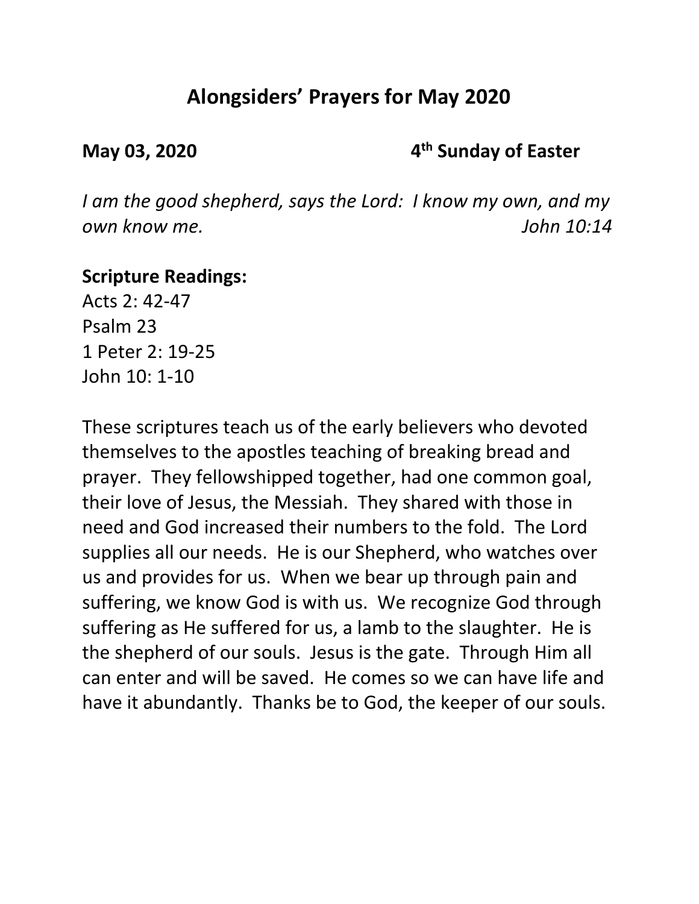# Alongsiders' Prayers for May 2020

**May 03, 2020** **4th Sunday of Easter**

*I am the good shepherd, says the Lord: I know my own, and my own know me.* *John 10:14*

**Scripture Readings:**
Acts 2: 42-47
Psalm 23
1 Peter 2: 19-25
John 10: 1-10

These scriptures teach us of the early believers who devoted themselves to the apostles teaching of breaking bread and prayer. They fellowshipped together, had one common goal, their love of Jesus, the Messiah. They shared with those in need and God increased their numbers to the fold. The Lord supplies all our needs. He is our Shepherd, who watches over us and provides for us. When we bear up through pain and suffering, we know God is with us. We recognize God through suffering as He suffered for us, a lamb to the slaughter. He is the shepherd of our souls. Jesus is the gate. Through Him all can enter and will be saved. He comes so we can have life and have it abundantly. Thanks be to God, the keeper of our souls.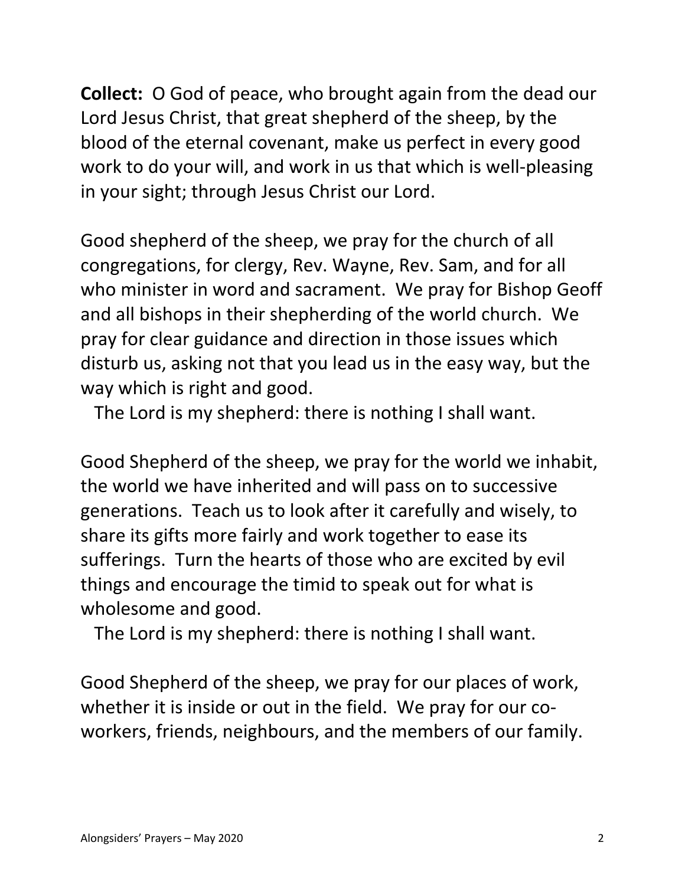**Collect:** O God of peace, who brought again from the dead our Lord Jesus Christ, that great shepherd of the sheep, by the blood of the eternal covenant, make us perfect in every good work to do your will, and work in us that which is well-pleasing in your sight; through Jesus Christ our Lord.

Good shepherd of the sheep, we pray for the church of all congregations, for clergy, Rev. Wayne, Rev. Sam, and for all who minister in word and sacrament. We pray for Bishop Geoff and all bishops in their shepherding of the world church. We pray for clear guidance and direction in those issues which disturb us, asking not that you lead us in the easy way, but the way which is right and good.

The Lord is my shepherd: there is nothing I shall want.

Good Shepherd of the sheep, we pray for the world we inhabit, the world we have inherited and will pass on to successive generations. Teach us to look after it carefully and wisely, to share its gifts more fairly and work together to ease its sufferings. Turn the hearts of those who are excited by evil things and encourage the timid to speak out for what is wholesome and good.

The Lord is my shepherd: there is nothing I shall want.

Good Shepherd of the sheep, we pray for our places of work, whether it is inside or out in the field. We pray for our co-workers, friends, neighbours, and the members of our family.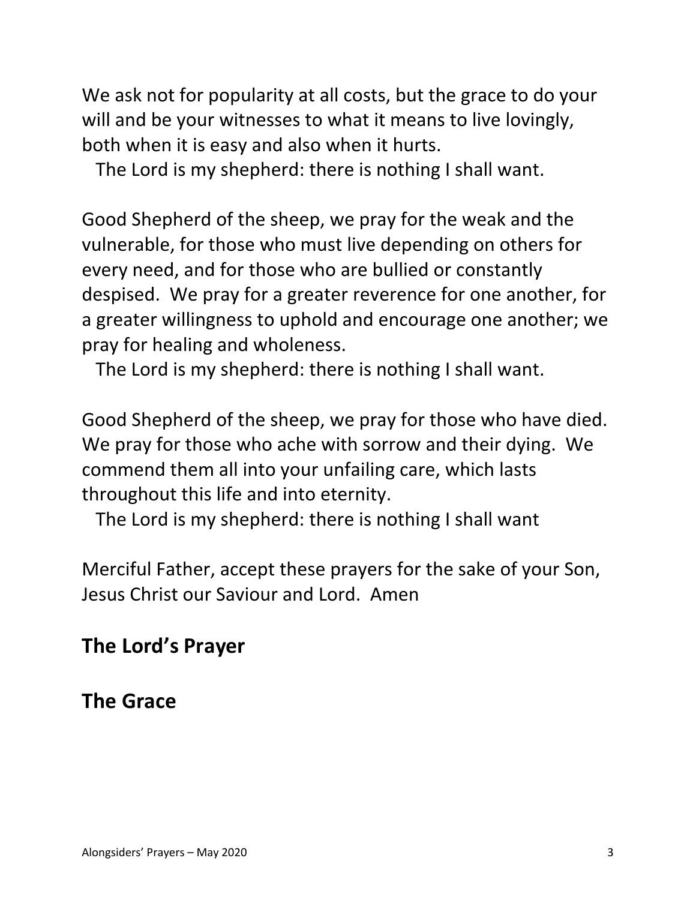We ask not for popularity at all costs, but the grace to do your will and be your witnesses to what it means to live lovingly, both when it is easy and also when it hurts.

The Lord is my shepherd: there is nothing I shall want.

Good Shepherd of the sheep, we pray for the weak and the vulnerable, for those who must live depending on others for every need, and for those who are bullied or constantly despised. We pray for a greater reverence for one another, for a greater willingness to uphold and encourage one another; we pray for healing and wholeness.

The Lord is my shepherd: there is nothing I shall want.

Good Shepherd of the sheep, we pray for those who have died. We pray for those who ache with sorrow and their dying. We commend them all into your unfailing care, which lasts throughout this life and into eternity.

The Lord is my shepherd: there is nothing I shall want

Merciful Father, accept these prayers for the sake of your Son, Jesus Christ our Saviour and Lord. Amen

## The Lord's Prayer

## The Grace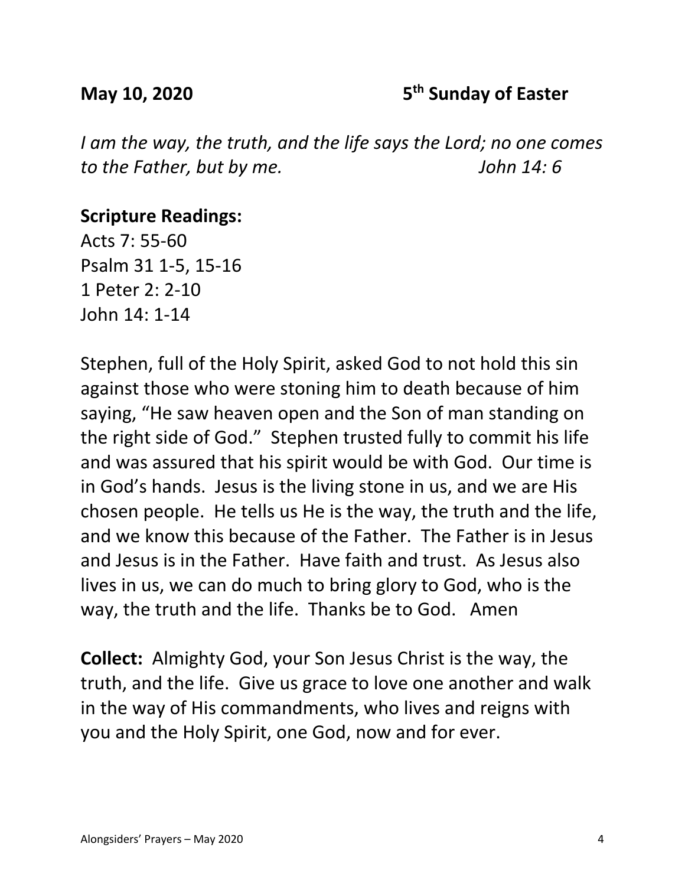**May 10, 2020** **5th Sunday of Easter**

*I am the way, the truth, and the life says the Lord; no one comes to the Father, but by me.* *John 14: 6*

**Scripture Readings:**
Acts 7: 55-60
Psalm 31 1-5, 15-16
1 Peter 2: 2-10
John 14: 1-14

Stephen, full of the Holy Spirit, asked God to not hold this sin against those who were stoning him to death because of him saying, "He saw heaven open and the Son of man standing on the right side of God." Stephen trusted fully to commit his life and was assured that his spirit would be with God. Our time is in God's hands. Jesus is the living stone in us, and we are His chosen people. He tells us He is the way, the truth and the life, and we know this because of the Father. The Father is in Jesus and Jesus is in the Father. Have faith and trust. As Jesus also lives in us, we can do much to bring glory to God, who is the way, the truth and the life. Thanks be to God. Amen

**Collect:** Almighty God, your Son Jesus Christ is the way, the truth, and the life. Give us grace to love one another and walk in the way of His commandments, who lives and reigns with you and the Holy Spirit, one God, now and for ever.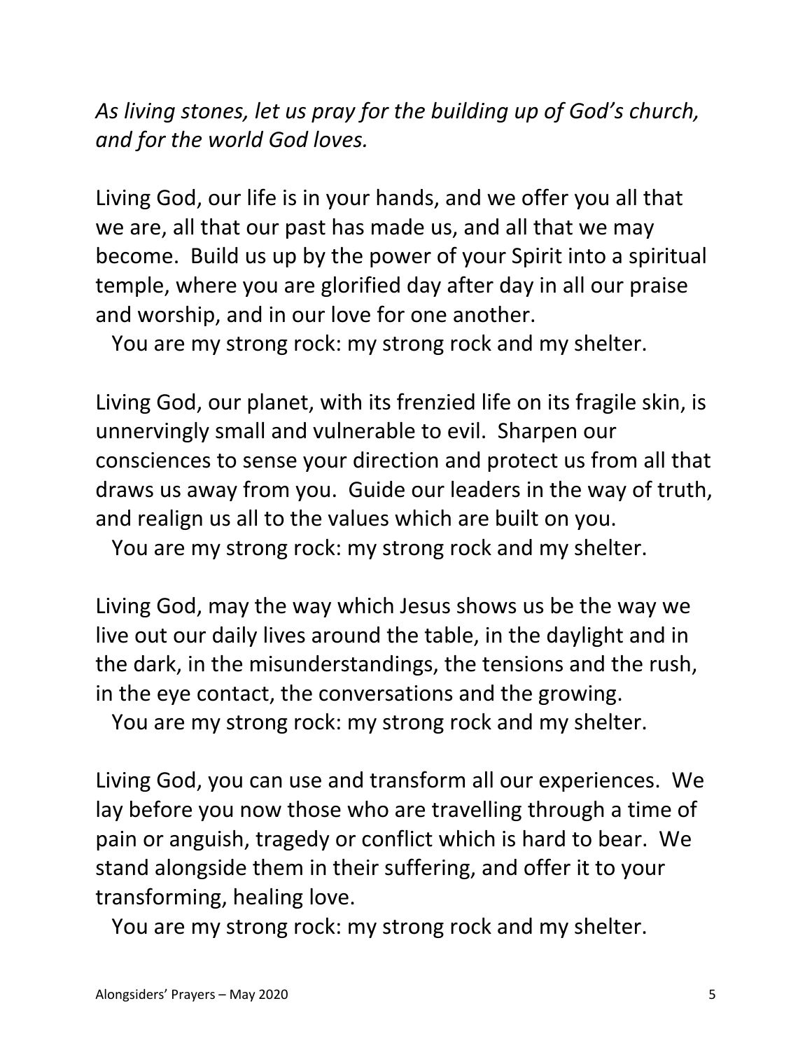*As living stones, let us pray for the building up of God's church, and for the world God loves.*

Living God, our life is in your hands, and we offer you all that we are, all that our past has made us, and all that we may become. Build us up by the power of your Spirit into a spiritual temple, where you are glorified day after day in all our praise and worship, and in our love for one another.

You are my strong rock: my strong rock and my shelter.

Living God, our planet, with its frenzied life on its fragile skin, is unnervingly small and vulnerable to evil. Sharpen our consciences to sense your direction and protect us from all that draws us away from you. Guide our leaders in the way of truth, and realign us all to the values which are built on you.

You are my strong rock: my strong rock and my shelter.

Living God, may the way which Jesus shows us be the way we live out our daily lives around the table, in the daylight and in the dark, in the misunderstandings, the tensions and the rush, in the eye contact, the conversations and the growing.

You are my strong rock: my strong rock and my shelter.

Living God, you can use and transform all our experiences. We lay before you now those who are travelling through a time of pain or anguish, tragedy or conflict which is hard to bear. We stand alongside them in their suffering, and offer it to your transforming, healing love.

You are my strong rock: my strong rock and my shelter.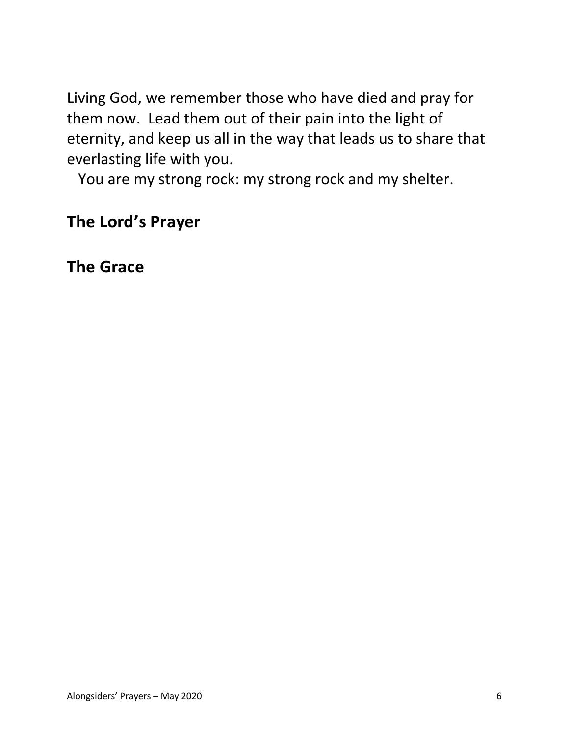Living God, we remember those who have died and pray for them now. Lead them out of their pain into the light of eternity, and keep us all in the way that leads us to share that everlasting life with you.

You are my strong rock: my strong rock and my shelter.

## The Lord's Prayer

## The Grace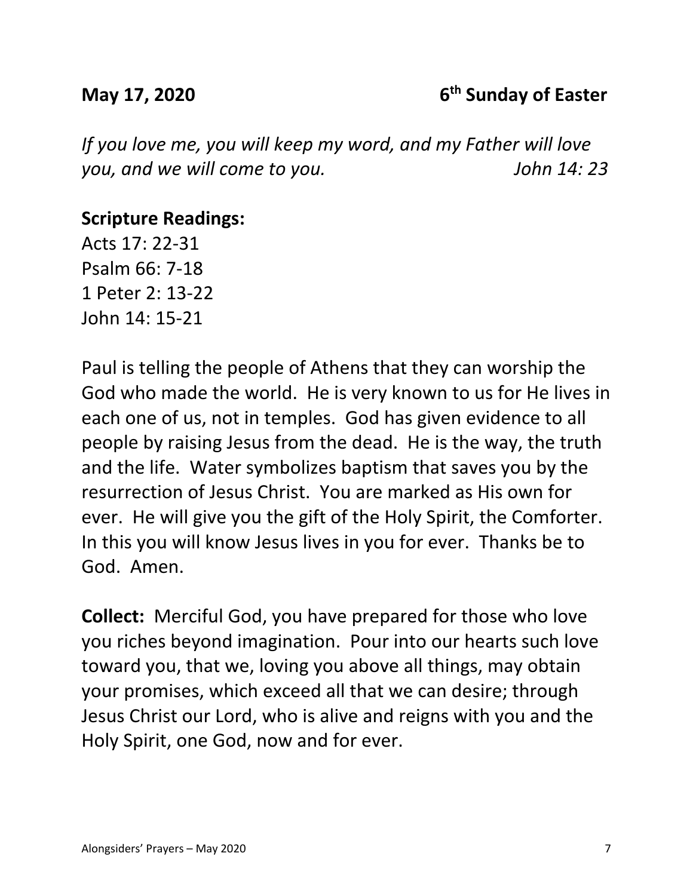**May 17, 2020 6th Sunday of Easter**

*If you love me, you will keep my word, and my Father will love you, and we will come to you.* *John 14: 23*

**Scripture Readings:**
Acts 17: 22-31
Psalm 66: 7-18
1 Peter 2: 13-22
John 14: 15-21

Paul is telling the people of Athens that they can worship the God who made the world. He is very known to us for He lives in each one of us, not in temples. God has given evidence to all people by raising Jesus from the dead. He is the way, the truth and the life. Water symbolizes baptism that saves you by the resurrection of Jesus Christ. You are marked as His own for ever. He will give you the gift of the Holy Spirit, the Comforter. In this you will know Jesus lives in you for ever. Thanks be to God. Amen.

**Collect:** Merciful God, you have prepared for those who love you riches beyond imagination. Pour into our hearts such love toward you, that we, loving you above all things, may obtain your promises, which exceed all that we can desire; through Jesus Christ our Lord, who is alive and reigns with you and the Holy Spirit, one God, now and for ever.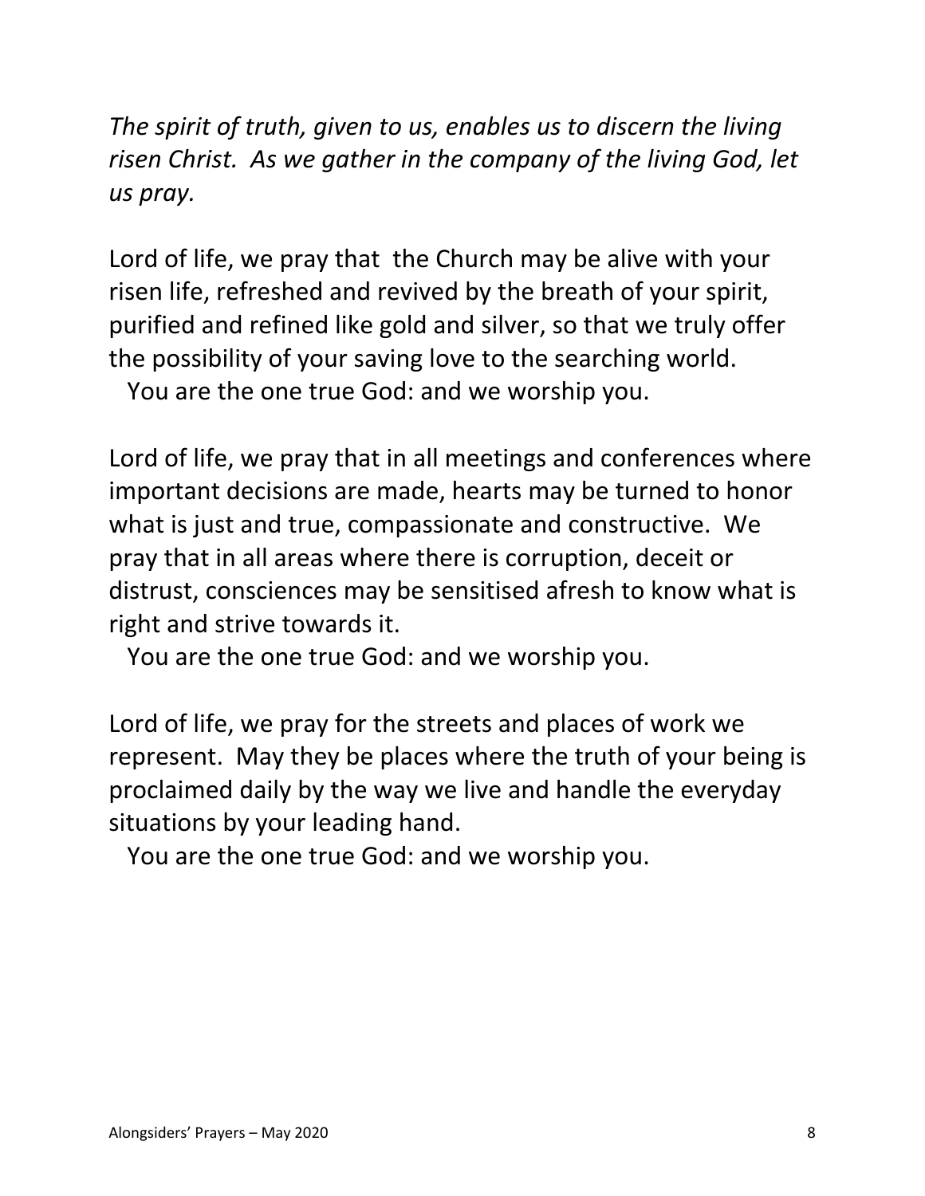*The spirit of truth, given to us, enables us to discern the living risen Christ. As we gather in the company of the living God, let us pray.*

Lord of life, we pray that the Church may be alive with your risen life, refreshed and revived by the breath of your spirit, purified and refined like gold and silver, so that we truly offer the possibility of your saving love to the searching world.
You are the one true God: and we worship you.

Lord of life, we pray that in all meetings and conferences where important decisions are made, hearts may be turned to honor what is just and true, compassionate and constructive. We pray that in all areas where there is corruption, deceit or distrust, consciences may be sensitised afresh to know what is right and strive towards it.
You are the one true God: and we worship you.

Lord of life, we pray for the streets and places of work we represent. May they be places where the truth of your being is proclaimed daily by the way we live and handle the everyday situations by your leading hand.
You are the one true God: and we worship you.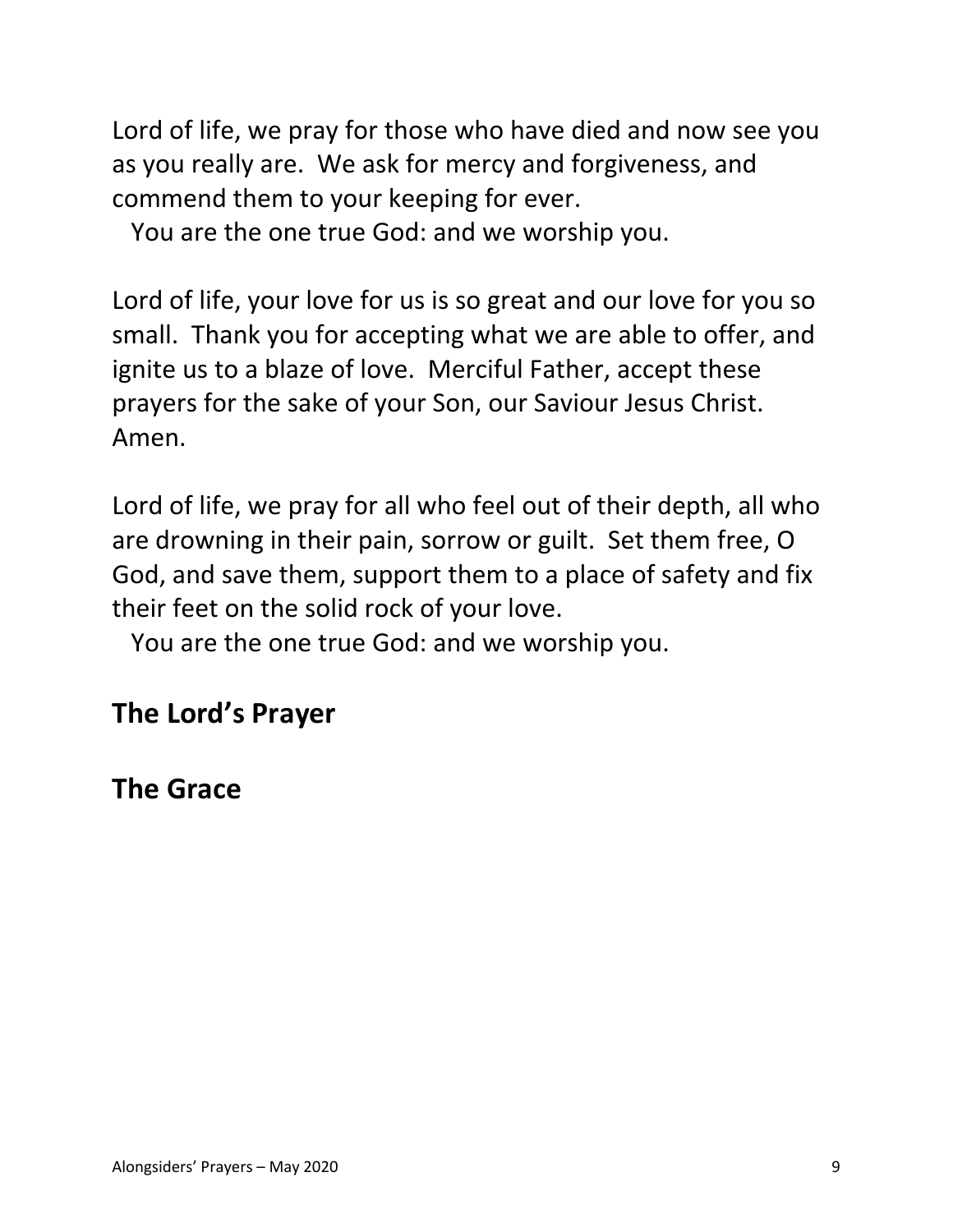Lord of life, we pray for those who have died and now see you as you really are.  We ask for mercy and forgiveness, and commend them to your keeping for ever.

You are the one true God: and we worship you.

Lord of life, your love for us is so great and our love for you so small.  Thank you for accepting what we are able to offer, and ignite us to a blaze of love.  Merciful Father, accept these prayers for the sake of your Son, our Saviour Jesus Christ. Amen.

Lord of life, we pray for all who feel out of their depth, all who are drowning in their pain, sorrow or guilt.  Set them free, O God, and save them, support them to a place of safety and fix their feet on the solid rock of your love.

You are the one true God: and we worship you.

## The Lord's Prayer

## The Grace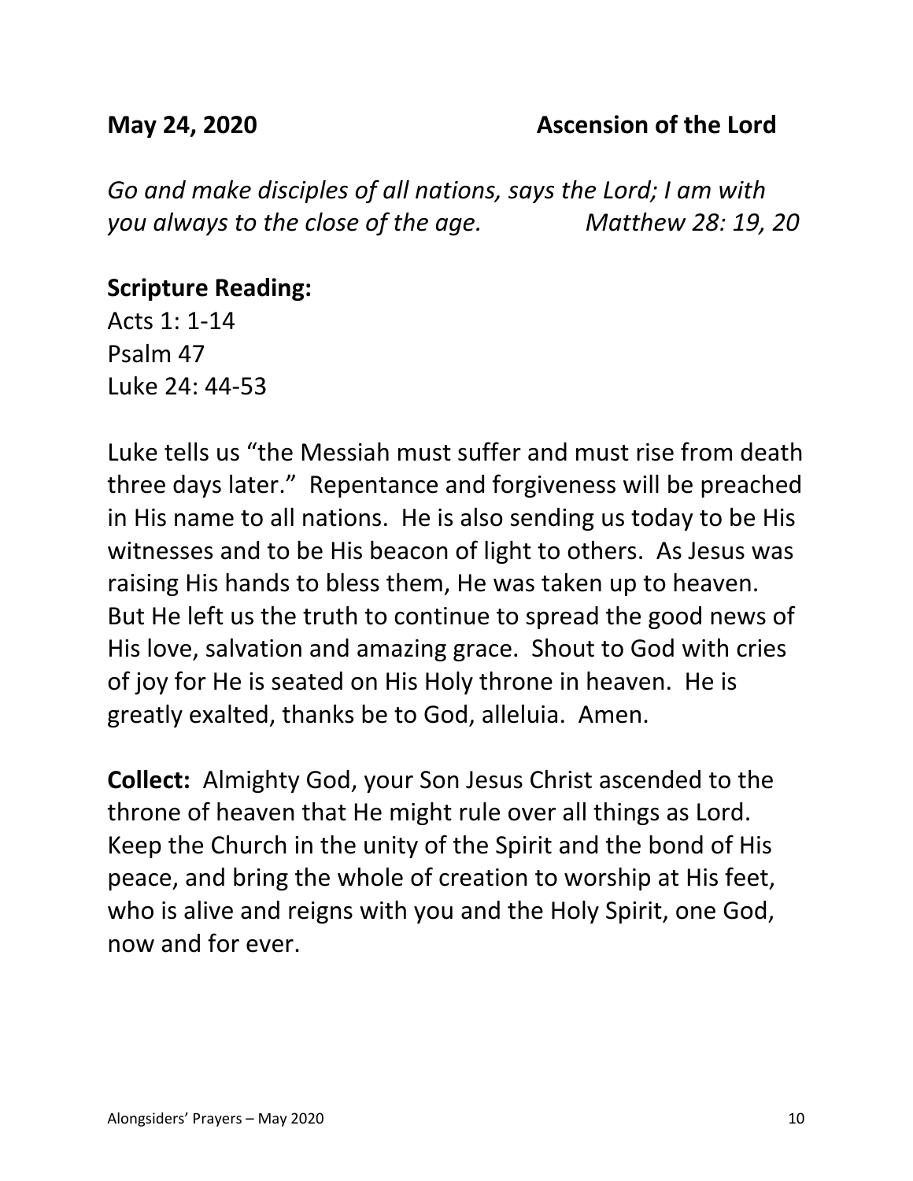**May 24, 2020 Ascension of the Lord**

*Go and make disciples of all nations, says the Lord; I am with you always to the close of the age.* *Matthew 28: 19, 20*

**Scripture Reading:**
Acts 1: 1-14
Psalm 47
Luke 24: 44-53

Luke tells us "the Messiah must suffer and must rise from death three days later." Repentance and forgiveness will be preached in His name to all nations. He is also sending us today to be His witnesses and to be His beacon of light to others. As Jesus was raising His hands to bless them, He was taken up to heaven. But He left us the truth to continue to spread the good news of His love, salvation and amazing grace. Shout to God with cries of joy for He is seated on His Holy throne in heaven. He is greatly exalted, thanks be to God, alleluia. Amen.

**Collect:** Almighty God, your Son Jesus Christ ascended to the throne of heaven that He might rule over all things as Lord. Keep the Church in the unity of the Spirit and the bond of His peace, and bring the whole of creation to worship at His feet, who is alive and reigns with you and the Holy Spirit, one God, now and for ever.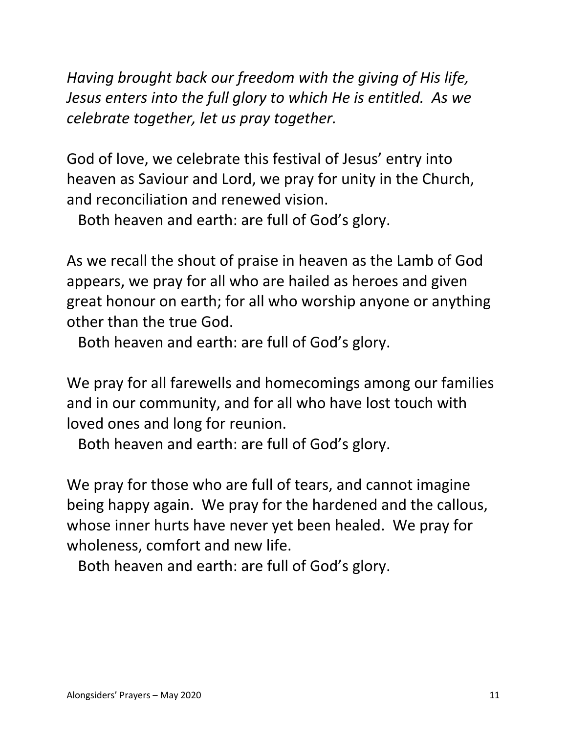*Having brought back our freedom with the giving of His life, Jesus enters into the full glory to which He is entitled. As we celebrate together, let us pray together.*

God of love, we celebrate this festival of Jesus' entry into heaven as Saviour and Lord, we pray for unity in the Church, and reconciliation and renewed vision.

Both heaven and earth: are full of God's glory.

As we recall the shout of praise in heaven as the Lamb of God appears, we pray for all who are hailed as heroes and given great honour on earth; for all who worship anyone or anything other than the true God.

Both heaven and earth: are full of God's glory.

We pray for all farewells and homecomings among our families and in our community, and for all who have lost touch with loved ones and long for reunion.

Both heaven and earth: are full of God's glory.

We pray for those who are full of tears, and cannot imagine being happy again. We pray for the hardened and the callous, whose inner hurts have never yet been healed. We pray for wholeness, comfort and new life.

Both heaven and earth: are full of God's glory.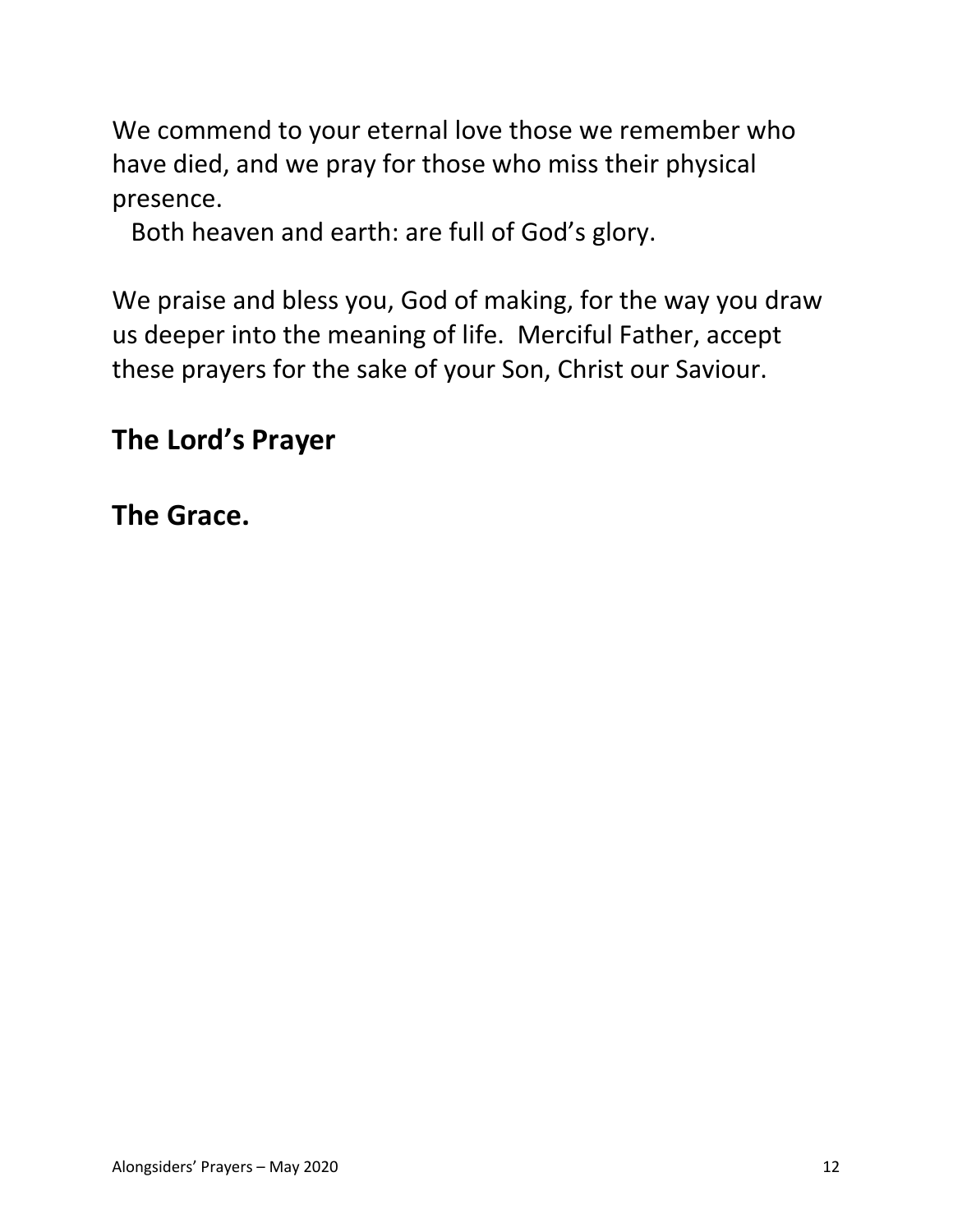We commend to your eternal love those we remember who have died, and we pray for those who miss their physical presence.

Both heaven and earth: are full of God's glory.

We praise and bless you, God of making, for the way you draw us deeper into the meaning of life. Merciful Father, accept these prayers for the sake of your Son, Christ our Saviour.

**The Lord's Prayer**

**The Grace.**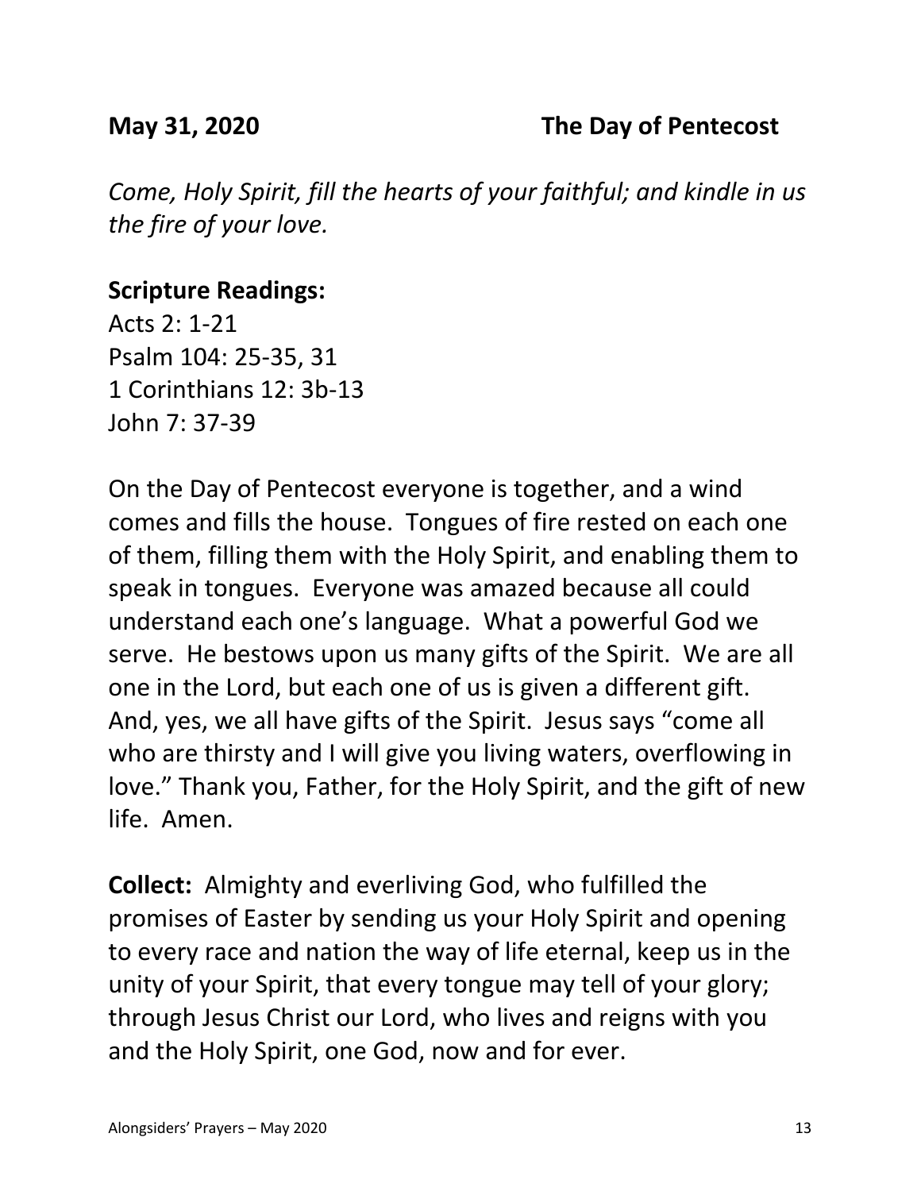**May 31, 2020 The Day of Pentecost**

*Come, Holy Spirit, fill the hearts of your faithful; and kindle in us the fire of your love.*

**Scripture Readings:**
Acts 2: 1-21
Psalm 104: 25-35, 31
1 Corinthians 12: 3b-13
John 7: 37-39

On the Day of Pentecost everyone is together, and a wind comes and fills the house. Tongues of fire rested on each one of them, filling them with the Holy Spirit, and enabling them to speak in tongues. Everyone was amazed because all could understand each one's language. What a powerful God we serve. He bestows upon us many gifts of the Spirit. We are all one in the Lord, but each one of us is given a different gift. And, yes, we all have gifts of the Spirit. Jesus says "come all who are thirsty and I will give you living waters, overflowing in love." Thank you, Father, for the Holy Spirit, and the gift of new life. Amen.

**Collect:** Almighty and everliving God, who fulfilled the promises of Easter by sending us your Holy Spirit and opening to every race and nation the way of life eternal, keep us in the unity of your Spirit, that every tongue may tell of your glory; through Jesus Christ our Lord, who lives and reigns with you and the Holy Spirit, one God, now and for ever.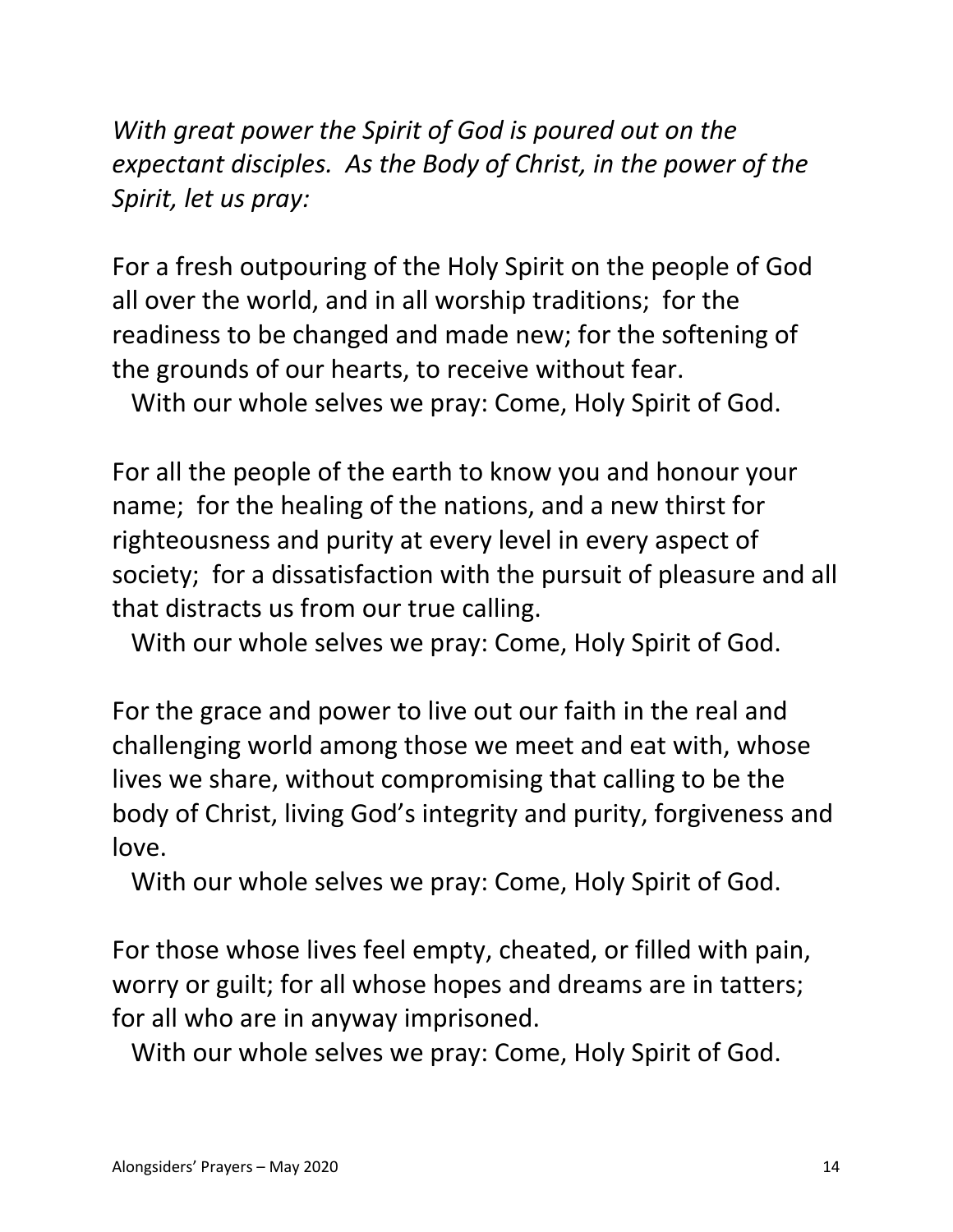*With great power the Spirit of God is poured out on the expectant disciples.  As the Body of Christ, in the power of the Spirit, let us pray:*

For a fresh outpouring of the Holy Spirit on the people of God all over the world, and in all worship traditions;  for the readiness to be changed and made new; for the softening of the grounds of our hearts, to receive without fear.
  With our whole selves we pray: Come, Holy Spirit of God.

For all the people of the earth to know you and honour your name;  for the healing of the nations, and a new thirst for righteousness and purity at every level in every aspect of society;  for a dissatisfaction with the pursuit of pleasure and all that distracts us from our true calling.
  With our whole selves we pray: Come, Holy Spirit of God.

For the grace and power to live out our faith in the real and challenging world among those we meet and eat with, whose lives we share, without compromising that calling to be the body of Christ, living God's integrity and purity, forgiveness and love.
  With our whole selves we pray: Come, Holy Spirit of God.

For those whose lives feel empty, cheated, or filled with pain, worry or guilt; for all whose hopes and dreams are in tatters; for all who are in anyway imprisoned.
  With our whole selves we pray: Come, Holy Spirit of God.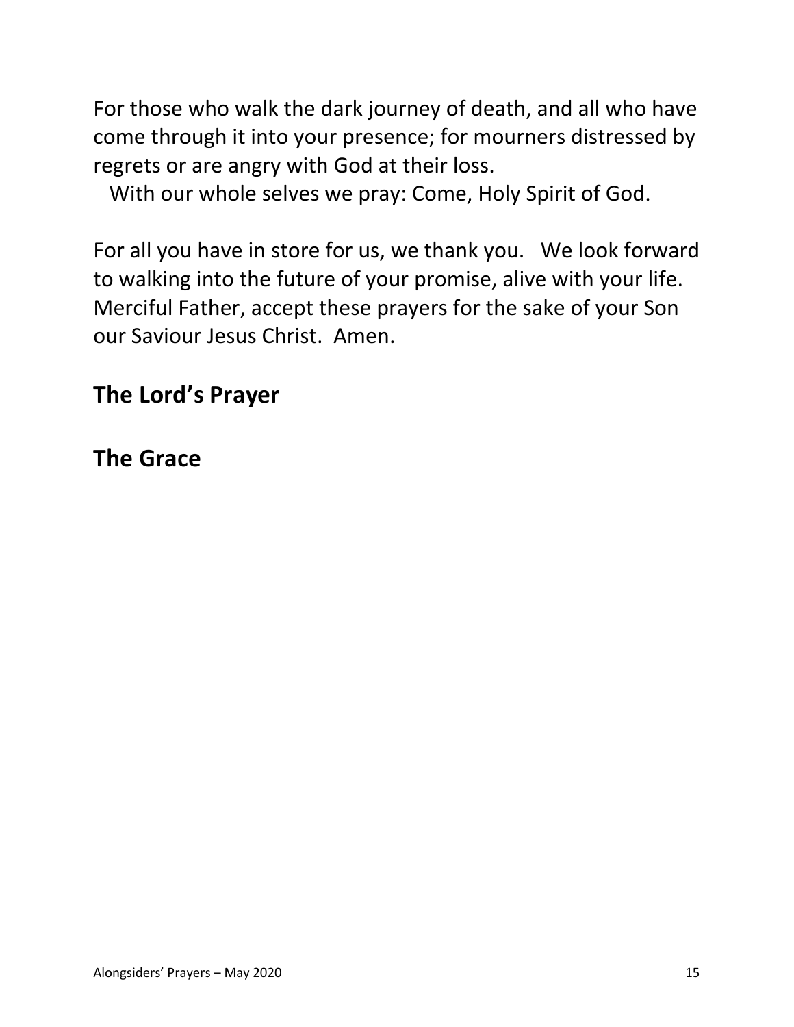For those who walk the dark journey of death, and all who have come through it into your presence; for mourners distressed by regrets or are angry with God at their loss.

With our whole selves we pray: Come, Holy Spirit of God.

For all you have in store for us, we thank you. We look forward to walking into the future of your promise, alive with your life. Merciful Father, accept these prayers for the sake of your Son our Saviour Jesus Christ. Amen.

## The Lord's Prayer

## The Grace